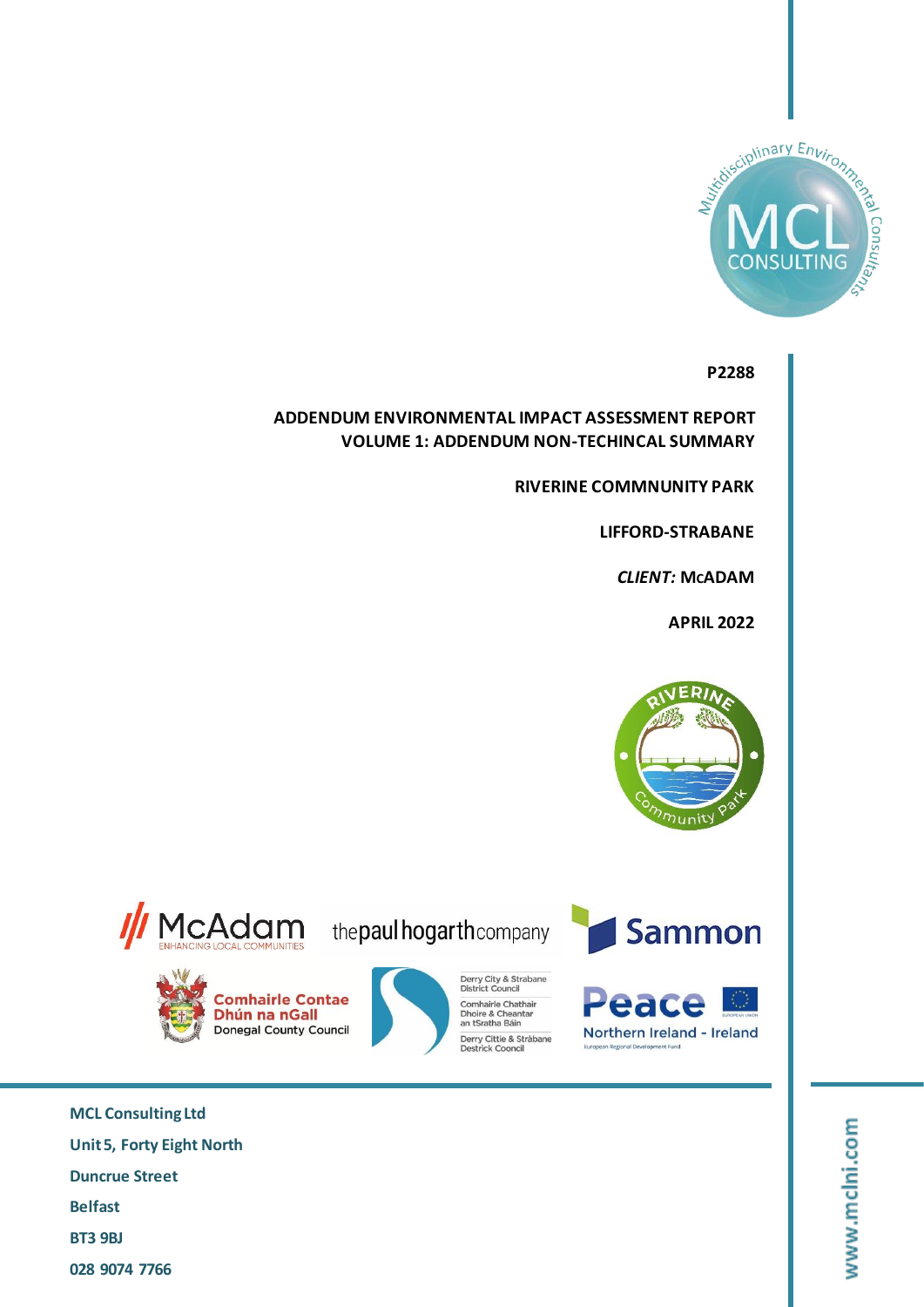P2288

# ADDENDUM ENVIRONMENTAL IMPACT ASSESSMENT REPORT
# VOLUME 1: ADDENDUM NON-TECHINCAL SUMMARY

**RIVERINE COMMNUNITY PARK**

**LIFFORD-STRABANE**

***CLIENT:*** **McADAM**

**APRIL 2022**

MCL Consulting Ltd
Unit 5, Forty Eight North
Duncrue Street
Belfast
BT3 9BJ
028 9074 7766

www.mclni.com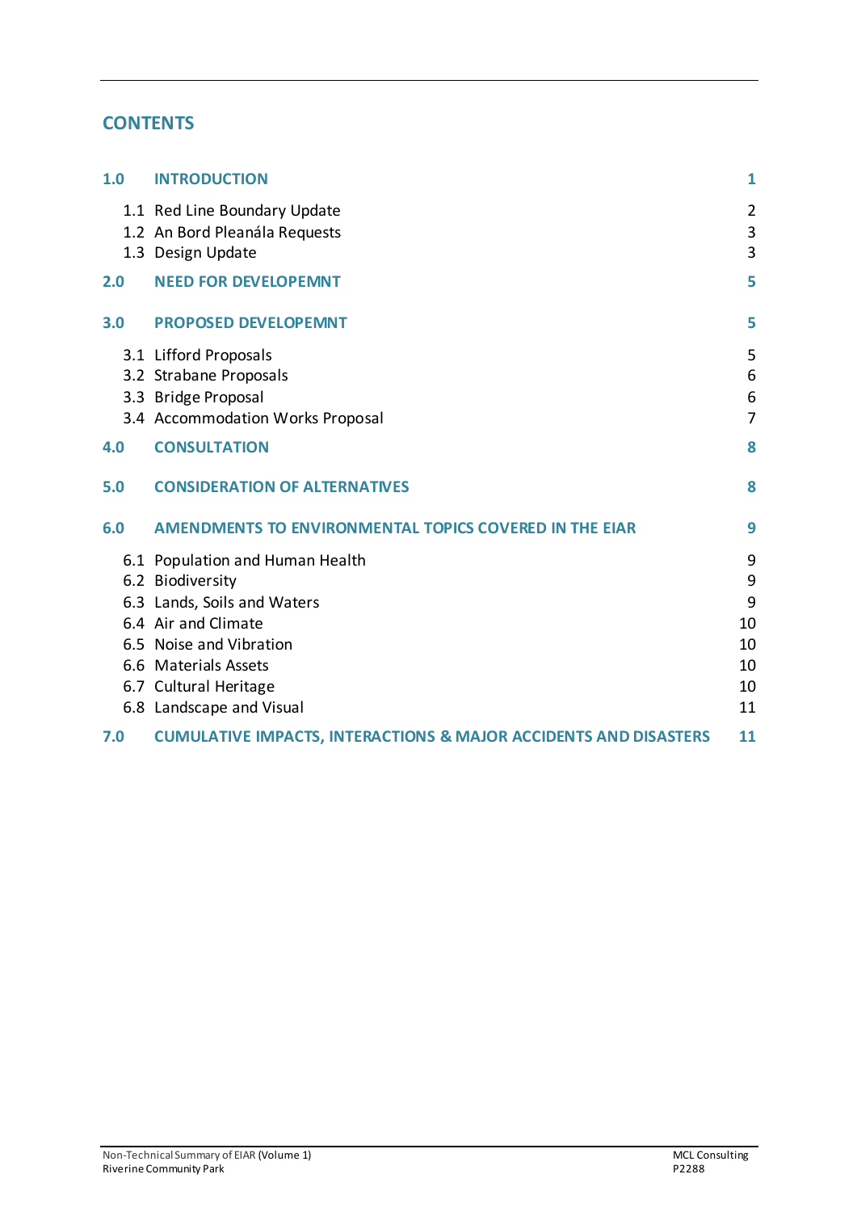## CONTENTS

| | | |
|---|---|---|
| **1.0** | **INTRODUCTION** | **1** |
| | 1.1 Red Line Boundary Update | 2 |
| | 1.2 An Bord Pleanála Requests | 3 |
| | 1.3 Design Update | 3 |
| **2.0** | **NEED FOR DEVELOPEMNT** | **5** |
| **3.0** | **PROPOSED DEVELOPEMNT** | **5** |
| | 3.1 Lifford Proposals | 5 |
| | 3.2 Strabane Proposals | 6 |
| | 3.3 Bridge Proposal | 6 |
| | 3.4 Accommodation Works Proposal | 7 |
| **4.0** | **CONSULTATION** | **8** |
| **5.0** | **CONSIDERATION OF ALTERNATIVES** | **8** |
| **6.0** | **AMENDMENTS TO ENVIRONMENTAL TOPICS COVERED IN THE EIAR** | **9** |
| | 6.1 Population and Human Health | 9 |
| | 6.2 Biodiversity | 9 |
| | 6.3 Lands, Soils and Waters | 9 |
| | 6.4 Air and Climate | 10 |
| | 6.5 Noise and Vibration | 10 |
| | 6.6 Materials Assets | 10 |
| | 6.7 Cultural Heritage | 10 |
| | 6.8 Landscape and Visual | 11 |
| **7.0** | **CUMULATIVE IMPACTS, INTERACTIONS & MAJOR ACCIDENTS AND DISASTERS** | **11** |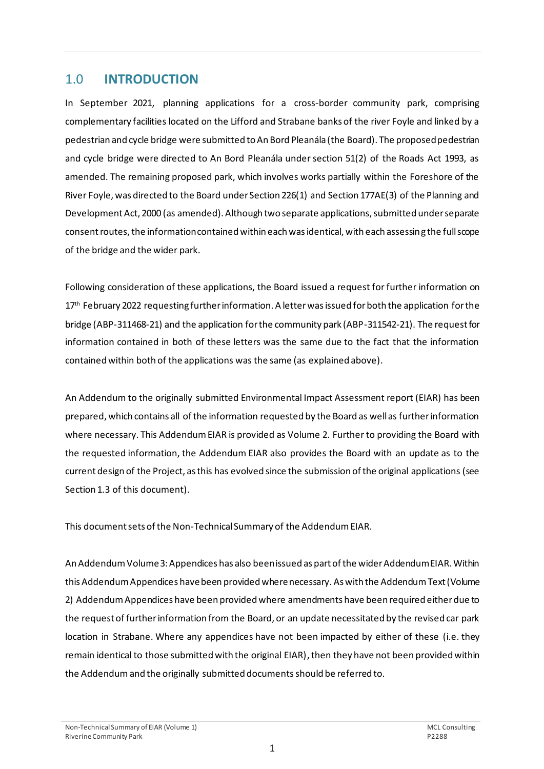## 1.0 INTRODUCTION

In September 2021, planning applications for a cross-border community park, comprising complementary facilities located on the Lifford and Strabane banks of the river Foyle and linked by a pedestrian and cycle bridge were submitted to An Bord Pleanála (the Board). The proposed pedestrian and cycle bridge were directed to An Bord Pleanála under section 51(2) of the Roads Act 1993, as amended. The remaining proposed park, which involves works partially within the Foreshore of the River Foyle, was directed to the Board under Section 226(1) and Section 177AE(3) of the Planning and Development Act, 2000 (as amended). Although two separate applications, submitted under separate consent routes, the information contained within each was identical, with each assessing the full scope of the bridge and the wider park.

Following consideration of these applications, the Board issued a request for further information on 17th February 2022 requesting further information. A letter was issued for both the application for the bridge (ABP-311468-21) and the application for the community park (ABP-311542-21). The request for information contained in both of these letters was the same due to the fact that the information contained within both of the applications was the same (as explained above).

An Addendum to the originally submitted Environmental Impact Assessment report (EIAR) has been prepared, which contains all of the information requested by the Board as well as further information where necessary. This Addendum EIAR is provided as Volume 2. Further to providing the Board with the requested information, the Addendum EIAR also provides the Board with an update as to the current design of the Project, as this has evolved since the submission of the original applications (see Section 1.3 of this document).

This document sets of the Non-Technical Summary of the Addendum EIAR.

An Addendum Volume 3: Appendices has also been issued as part of the wider Addendum EIAR. Within this Addendum Appendices have been provided where necessary. As with the Addendum Text (Volume 2) Addendum Appendices have been provided where amendments have been required either due to the request of further information from the Board, or an update necessitated by the revised car park location in Strabane. Where any appendices have not been impacted by either of these (i.e. they remain identical to those submitted with the original EIAR), then they have not been provided within the Addendum and the originally submitted documents should be referred to.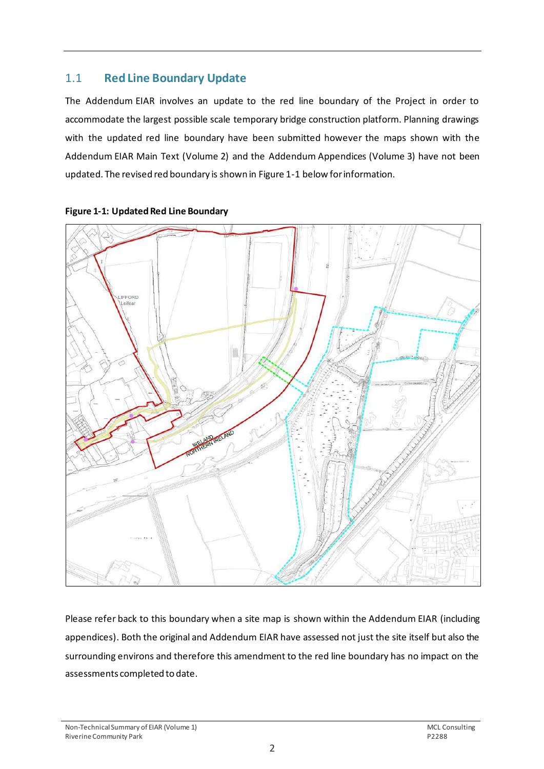## 1.1 Red Line Boundary Update

The Addendum EIAR involves an update to the red line boundary of the Project in order to accommodate the largest possible scale temporary bridge construction platform. Planning drawings with the updated red line boundary have been submitted however the maps shown with the Addendum EIAR Main Text (Volume 2) and the Addendum Appendices (Volume 3) have not been updated. The revised red boundary is shown in Figure 1-1 below for information.

**Figure 1-1: Updated Red Line Boundary**

Please refer back to this boundary when a site map is shown within the Addendum EIAR (including appendices). Both the original and Addendum EIAR have assessed not just the site itself but also the surrounding environs and therefore this amendment to the red line boundary has no impact on the assessments completed to date.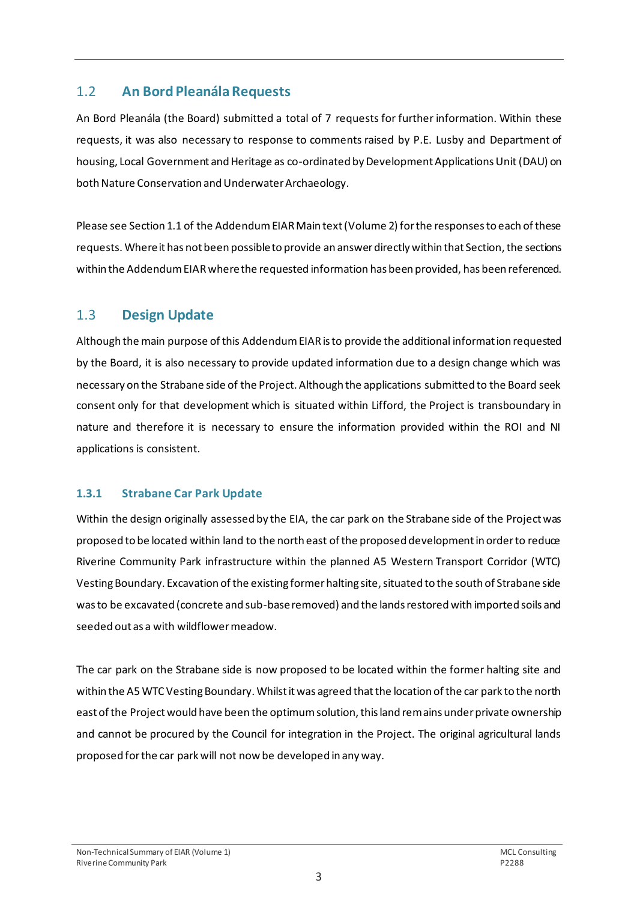## 1.2 An Bord Pleanála Requests

An Bord Pleanála (the Board) submitted a total of 7 requests for further information. Within these requests, it was also necessary to response to comments raised by P.E. Lusby and Department of housing, Local Government and Heritage as co-ordinated by Development Applications Unit (DAU) on both Nature Conservation and Underwater Archaeology.

Please see Section 1.1 of the Addendum EIAR Main text (Volume 2) for the responses to each of these requests. Where it has not been possible to provide an answer directly within that Section, the sections within the Addendum EIAR where the requested information has been provided, has been referenced.

## 1.3 Design Update

Although the main purpose of this Addendum EIAR is to provide the additional information requested by the Board, it is also necessary to provide updated information due to a design change which was necessary on the Strabane side of the Project. Although the applications submitted to the Board seek consent only for that development which is situated within Lifford, the Project is transboundary in nature and therefore it is necessary to ensure the information provided within the ROI and NI applications is consistent.

### 1.3.1 Strabane Car Park Update

Within the design originally assessed by the EIA, the car park on the Strabane side of the Project was proposed to be located within land to the north east of the proposed development in order to reduce Riverine Community Park infrastructure within the planned A5 Western Transport Corridor (WTC) Vesting Boundary. Excavation of the existing former halting site, situated to the south of Strabane side was to be excavated (concrete and sub-base removed) and the lands restored with imported soils and seeded out as a with wildflower meadow.

The car park on the Strabane side is now proposed to be located within the former halting site and within the A5 WTC Vesting Boundary. Whilst it was agreed that the location of the car park to the north east of the Project would have been the optimum solution, this land remains under private ownership and cannot be procured by the Council for integration in the Project. The original agricultural lands proposed for the car park will not now be developed in any way.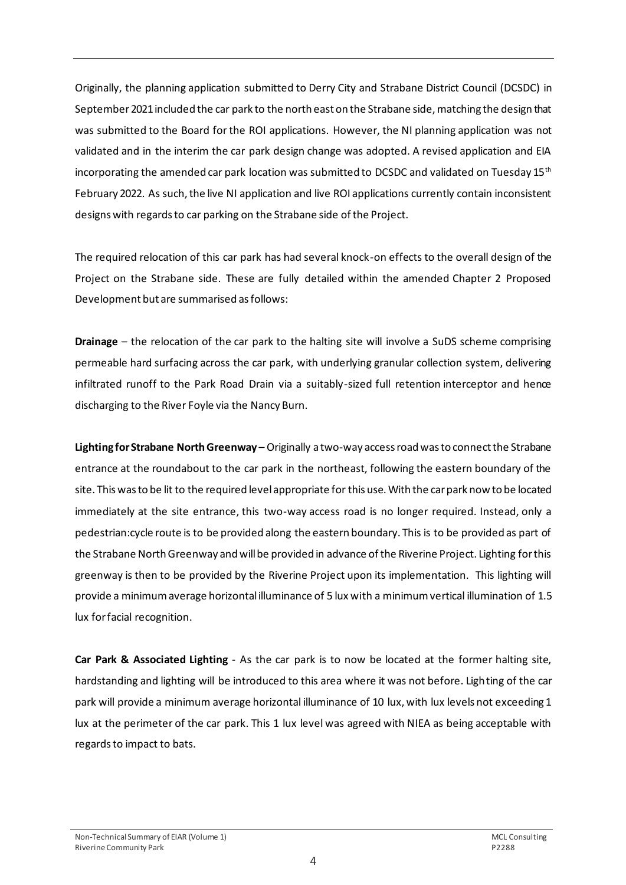Originally, the planning application submitted to Derry City and Strabane District Council (DCSDC) in September 2021 included the car park to the north east on the Strabane side, matching the design that was submitted to the Board for the ROI applications. However, the NI planning application was not validated and in the interim the car park design change was adopted. A revised application and EIA incorporating the amended car park location was submitted to DCSDC and validated on Tuesday 15th February 2022. As such, the live NI application and live ROI applications currently contain inconsistent designs with regards to car parking on the Strabane side of the Project.

The required relocation of this car park has had several knock-on effects to the overall design of the Project on the Strabane side. These are fully detailed within the amended Chapter 2 Proposed Development but are summarised as follows:

**Drainage** – the relocation of the car park to the halting site will involve a SuDS scheme comprising permeable hard surfacing across the car park, with underlying granular collection system, delivering infiltrated runoff to the Park Road Drain via a suitably-sized full retention interceptor and hence discharging to the River Foyle via the Nancy Burn.

**Lighting for Strabane North Greenway** – Originally a two-way access road was to connect the Strabane entrance at the roundabout to the car park in the northeast, following the eastern boundary of the site. This was to be lit to the required level appropriate for this use. With the car park now to be located immediately at the site entrance, this two-way access road is no longer required. Instead, only a pedestrian:cycle route is to be provided along the eastern boundary. This is to be provided as part of the Strabane North Greenway and will be provided in advance of the Riverine Project. Lighting for this greenway is then to be provided by the Riverine Project upon its implementation. This lighting will provide a minimum average horizontal illuminance of 5 lux with a minimum vertical illumination of 1.5 lux for facial recognition.

**Car Park & Associated Lighting** - As the car park is to now be located at the former halting site, hardstanding and lighting will be introduced to this area where it was not before. Lighting of the car park will provide a minimum average horizontal illuminance of 10 lux, with lux levels not exceeding 1 lux at the perimeter of the car park. This 1 lux level was agreed with NIEA as being acceptable with regards to impact to bats.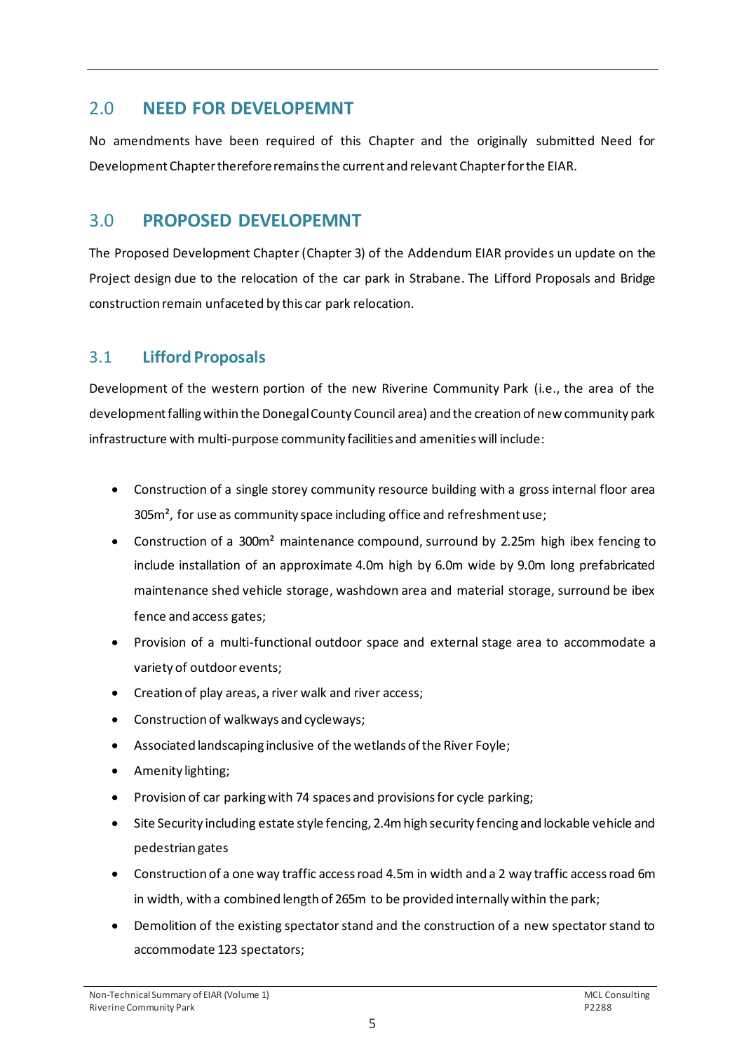## 2.0 NEED FOR DEVELOPEMNT

No amendments have been required of this Chapter and the originally submitted Need for Development Chapter therefore remains the current and relevant Chapter for the EIAR.

## 3.0 PROPOSED DEVELOPEMNT

The Proposed Development Chapter (Chapter 3) of the Addendum EIAR provides un update on the Project design due to the relocation of the car park in Strabane. The Lifford Proposals and Bridge construction remain unfaceted by this car park relocation.

### 3.1 Lifford Proposals

Development of the western portion of the new Riverine Community Park (i.e., the area of the development falling within the Donegal County Council area) and the creation of new community park infrastructure with multi-purpose community facilities and amenities will include:

- Construction of a single storey community resource building with a gross internal floor area 305m², for use as community space including office and refreshment use;
- Construction of a 300m² maintenance compound, surround by 2.25m high ibex fencing to include installation of an approximate 4.0m high by 6.0m wide by 9.0m long prefabricated maintenance shed vehicle storage, washdown area and material storage, surround be ibex fence and access gates;
- Provision of a multi-functional outdoor space and external stage area to accommodate a variety of outdoor events;
- Creation of play areas, a river walk and river access;
- Construction of walkways and cycleways;
- Associated landscaping inclusive of the wetlands of the River Foyle;
- Amenity lighting;
- Provision of car parking with 74 spaces and provisions for cycle parking;
- Site Security including estate style fencing, 2.4m high security fencing and lockable vehicle and pedestrian gates
- Construction of a one way traffic access road 4.5m in width and a 2 way traffic access road 6m in width, with a combined length of 265m to be provided internally within the park;
- Demolition of the existing spectator stand and the construction of a new spectator stand to accommodate 123 spectators;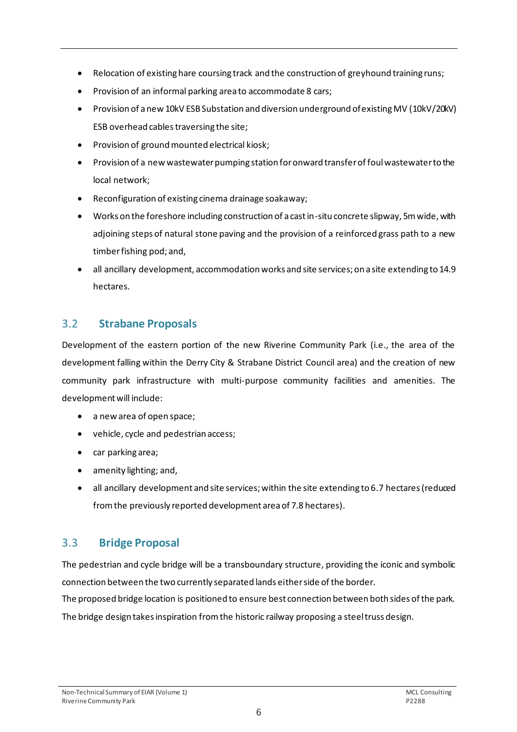- Relocation of existing hare coursing track and the construction of greyhound training runs;
- Provision of an informal parking area to accommodate 8 cars;
- Provision of a new 10kV ESB Substation and diversion underground of existing MV (10kV/20kV) ESB overhead cables traversing the site;
- Provision of ground mounted electrical kiosk;
- Provision of a new wastewater pumping station for onward transfer of foul wastewater to the local network;
- Reconfiguration of existing cinema drainage soakaway;
- Works on the foreshore including construction of a cast in-situ concrete slipway, 5m wide, with adjoining steps of natural stone paving and the provision of a reinforced grass path to a new timber fishing pod; and,
- all ancillary development, accommodation works and site services; on a site extending to 14.9 hectares.

## 3.2 Strabane Proposals

Development of the eastern portion of the new Riverine Community Park (i.e., the area of the development falling within the Derry City & Strabane District Council area) and the creation of new community park infrastructure with multi-purpose community facilities and amenities. The development will include:

- a new area of open space;
- vehicle, cycle and pedestrian access;
- car parking area;
- amenity lighting; and,
- all ancillary development and site services; within the site extending to 6.7 hectares (reduced from the previously reported development area of 7.8 hectares).

## 3.3 Bridge Proposal

The pedestrian and cycle bridge will be a transboundary structure, providing the iconic and symbolic connection between the two currently separated lands either side of the border.

The proposed bridge location is positioned to ensure best connection between both sides of the park.

The bridge design takes inspiration from the historic railway proposing a steel truss design.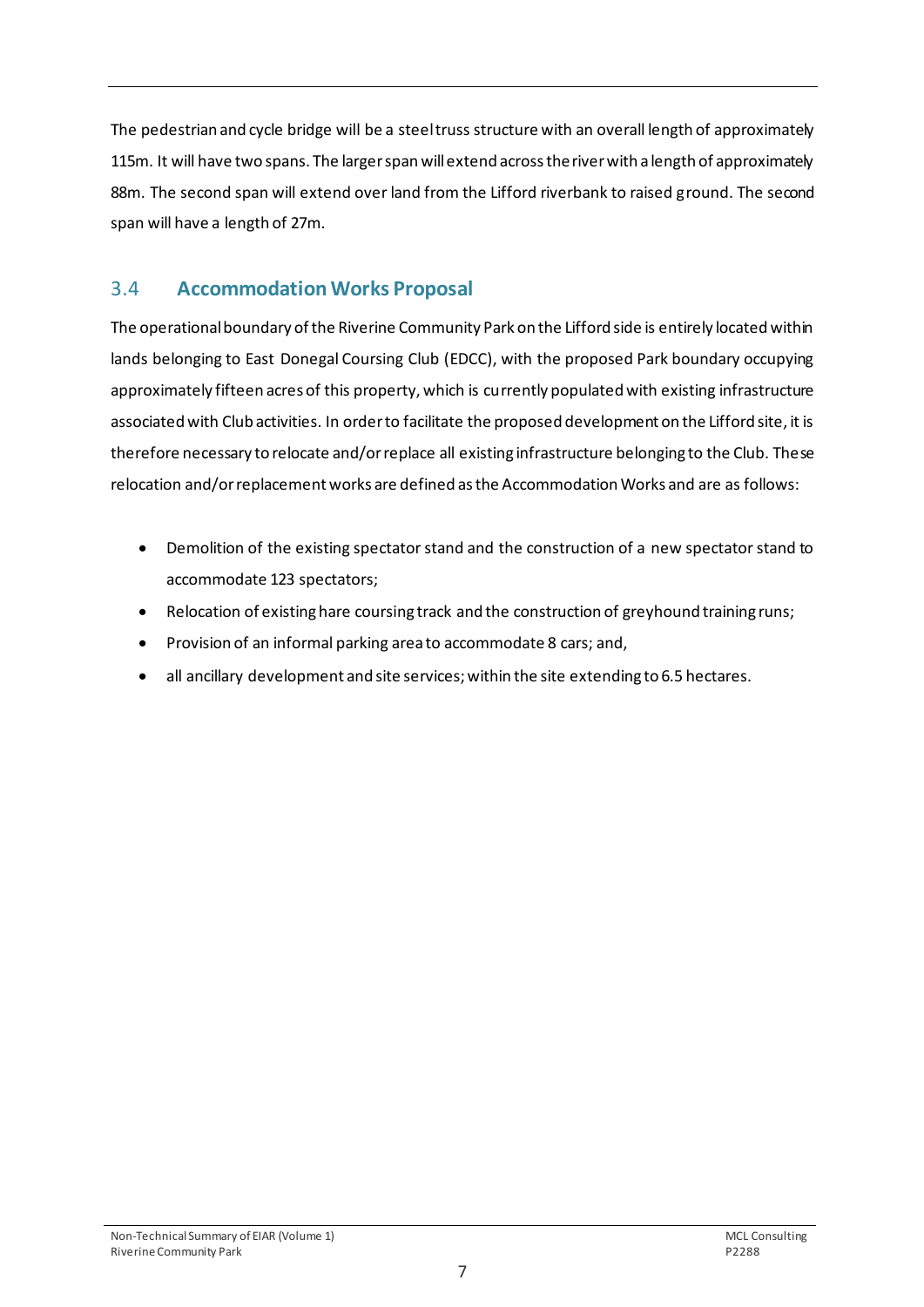The pedestrian and cycle bridge will be a steel truss structure with an overall length of approximately 115m. It will have two spans. The larger span will extend across the river with a length of approximately 88m. The second span will extend over land from the Lifford riverbank to raised ground. The second span will have a length of 27m.

## 3.4 Accommodation Works Proposal

The operational boundary of the Riverine Community Park on the Lifford side is entirely located within lands belonging to East Donegal Coursing Club (EDCC), with the proposed Park boundary occupying approximately fifteen acres of this property, which is currently populated with existing infrastructure associated with Club activities. In order to facilitate the proposed development on the Lifford site, it is therefore necessary to relocate and/or replace all existing infrastructure belonging to the Club. These relocation and/or replacement works are defined as the Accommodation Works and are as follows:

- Demolition of the existing spectator stand and the construction of a new spectator stand to accommodate 123 spectators;
- Relocation of existing hare coursing track and the construction of greyhound training runs;
- Provision of an informal parking area to accommodate 8 cars; and,
- all ancillary development and site services; within the site extending to 6.5 hectares.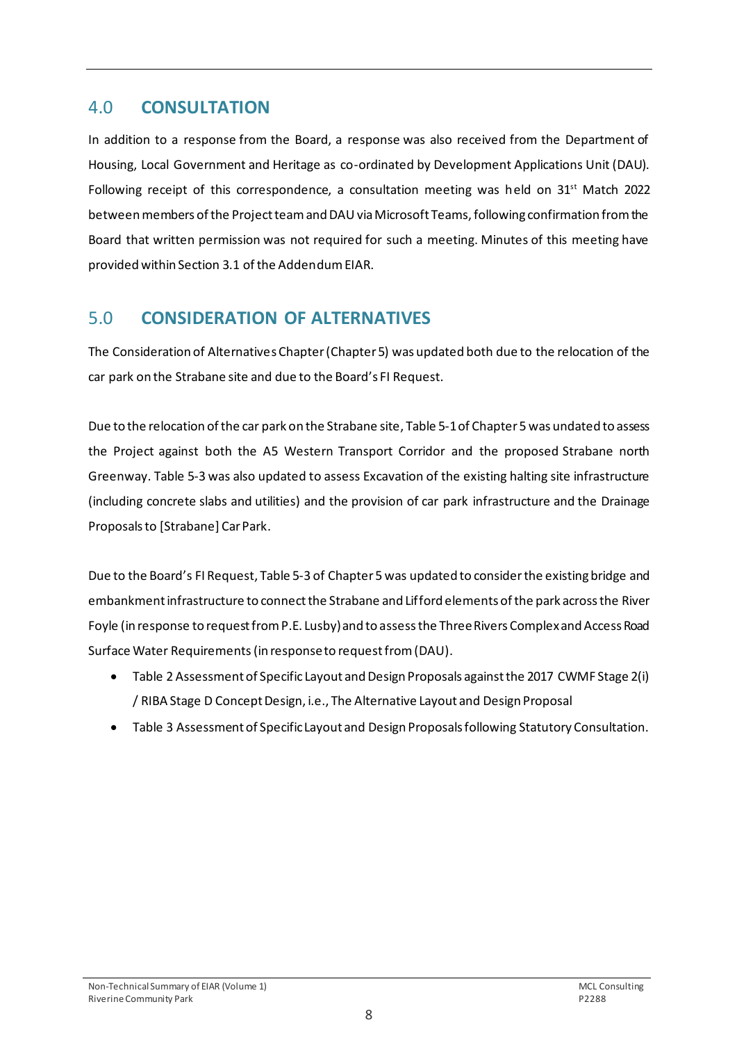## 4.0 CONSULTATION

In addition to a response from the Board, a response was also received from the Department of Housing, Local Government and Heritage as co-ordinated by Development Applications Unit (DAU). Following receipt of this correspondence, a consultation meeting was held on 31st Match 2022 between members of the Project team and DAU via Microsoft Teams, following confirmation from the Board that written permission was not required for such a meeting. Minutes of this meeting have provided within Section 3.1 of the Addendum EIAR.

## 5.0 CONSIDERATION OF ALTERNATIVES

The Consideration of Alternatives Chapter (Chapter 5) was updated both due to the relocation of the car park on the Strabane site and due to the Board's FI Request.

Due to the relocation of the car park on the Strabane site, Table 5-1 of Chapter 5 was undated to assess the Project against both the A5 Western Transport Corridor and the proposed Strabane north Greenway. Table 5-3 was also updated to assess Excavation of the existing halting site infrastructure (including concrete slabs and utilities) and the provision of car park infrastructure and the Drainage Proposals to [Strabane] Car Park.

Due to the Board's FI Request, Table 5-3 of Chapter 5 was updated to consider the existing bridge and embankment infrastructure to connect the Strabane and Lifford elements of the park across the River Foyle (in response to request from P.E. Lusby) and to assess the Three Rivers Complex and Access Road Surface Water Requirements (in response to request from (DAU).

- Table 2 Assessment of Specific Layout and Design Proposals against the 2017 CWMF Stage 2(i) / RIBA Stage D Concept Design, i.e., The Alternative Layout and Design Proposal
- Table 3 Assessment of Specific Layout and Design Proposals following Statutory Consultation.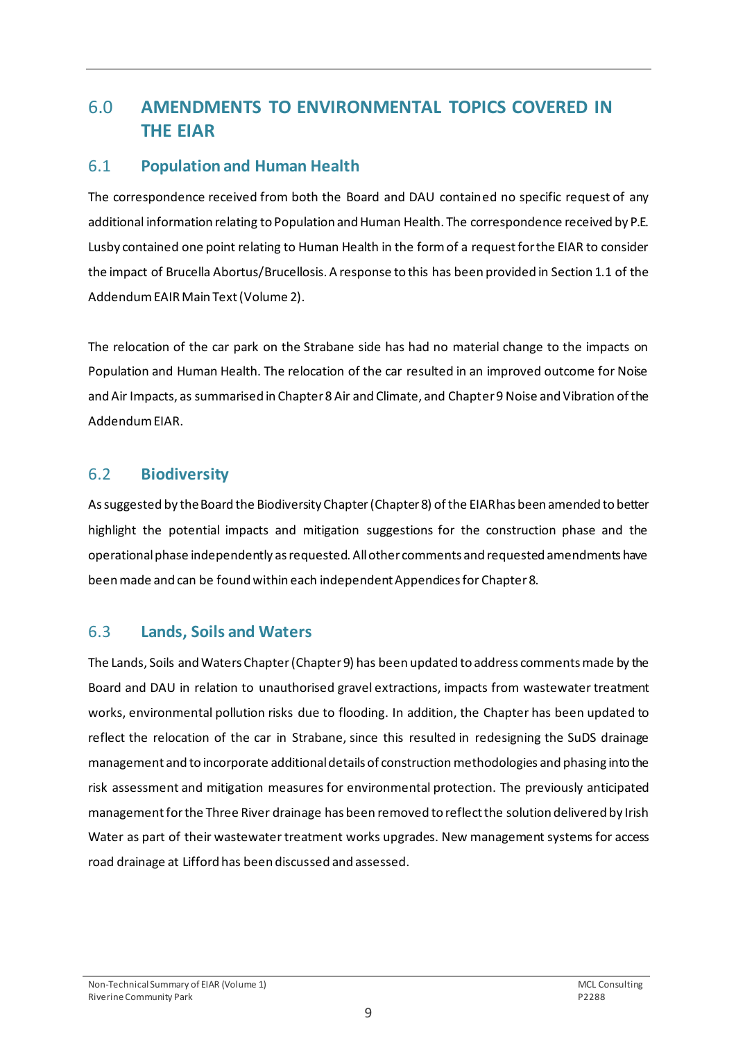# 6.0 AMENDMENTS TO ENVIRONMENTAL TOPICS COVERED IN THE EIAR

## 6.1 Population and Human Health

The correspondence received from both the Board and DAU contained no specific request of any additional information relating to Population and Human Health. The correspondence received by P.E. Lusby contained one point relating to Human Health in the form of a request for the EIAR to consider the impact of Brucella Abortus/Brucellosis. A response to this has been provided in Section 1.1 of the Addendum EAIR Main Text (Volume 2).

The relocation of the car park on the Strabane side has had no material change to the impacts on Population and Human Health. The relocation of the car resulted in an improved outcome for Noise and Air Impacts, as summarised in Chapter 8 Air and Climate, and Chapter 9 Noise and Vibration of the Addendum EIAR.

## 6.2 Biodiversity

As suggested by the Board the Biodiversity Chapter (Chapter 8) of the EIAR has been amended to better highlight the potential impacts and mitigation suggestions for the construction phase and the operational phase independently as requested. All other comments and requested amendments have been made and can be found within each independent Appendices for Chapter 8.

## 6.3 Lands, Soils and Waters

The Lands, Soils and Waters Chapter (Chapter 9) has been updated to address comments made by the Board and DAU in relation to unauthorised gravel extractions, impacts from wastewater treatment works, environmental pollution risks due to flooding. In addition, the Chapter has been updated to reflect the relocation of the car in Strabane, since this resulted in redesigning the SuDS drainage management and to incorporate additional details of construction methodologies and phasing into the risk assessment and mitigation measures for environmental protection. The previously anticipated management for the Three River drainage has been removed to reflect the solution delivered by Irish Water as part of their wastewater treatment works upgrades. New management systems for access road drainage at Lifford has been discussed and assessed.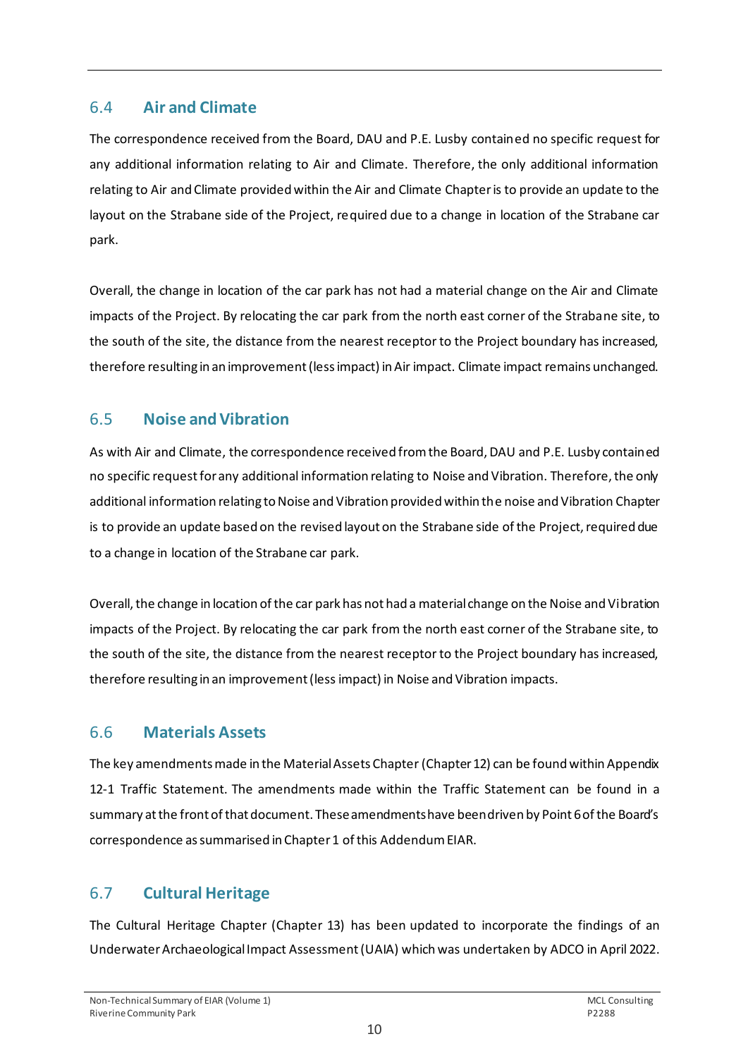## 6.4 Air and Climate

The correspondence received from the Board, DAU and P.E. Lusby contained no specific request for any additional information relating to Air and Climate. Therefore, the only additional information relating to Air and Climate provided within the Air and Climate Chapter is to provide an update to the layout on the Strabane side of the Project, required due to a change in location of the Strabane car park.

Overall, the change in location of the car park has not had a material change on the Air and Climate impacts of the Project. By relocating the car park from the north east corner of the Strabane site, to the south of the site, the distance from the nearest receptor to the Project boundary has increased, therefore resulting in an improvement (less impact) in Air impact. Climate impact remains unchanged.

## 6.5 Noise and Vibration

As with Air and Climate, the correspondence received from the Board, DAU and P.E. Lusby contained no specific request for any additional information relating to Noise and Vibration. Therefore, the only additional information relating to Noise and Vibration provided within the noise and Vibration Chapter is to provide an update based on the revised layout on the Strabane side of the Project, required due to a change in location of the Strabane car park.

Overall, the change in location of the car park has not had a material change on the Noise and Vibration impacts of the Project. By relocating the car park from the north east corner of the Strabane site, to the south of the site, the distance from the nearest receptor to the Project boundary has increased, therefore resulting in an improvement (less impact) in Noise and Vibration impacts.

## 6.6 Materials Assets

The key amendments made in the Material Assets Chapter (Chapter 12) can be found within Appendix 12-1 Traffic Statement. The amendments made within the Traffic Statement can be found in a summary at the front of that document. These amendments have been driven by Point 6 of the Board's correspondence as summarised in Chapter 1 of this Addendum EIAR.

## 6.7 Cultural Heritage

The Cultural Heritage Chapter (Chapter 13) has been updated to incorporate the findings of an Underwater Archaeological Impact Assessment (UAIA) which was undertaken by ADCO in April 2022.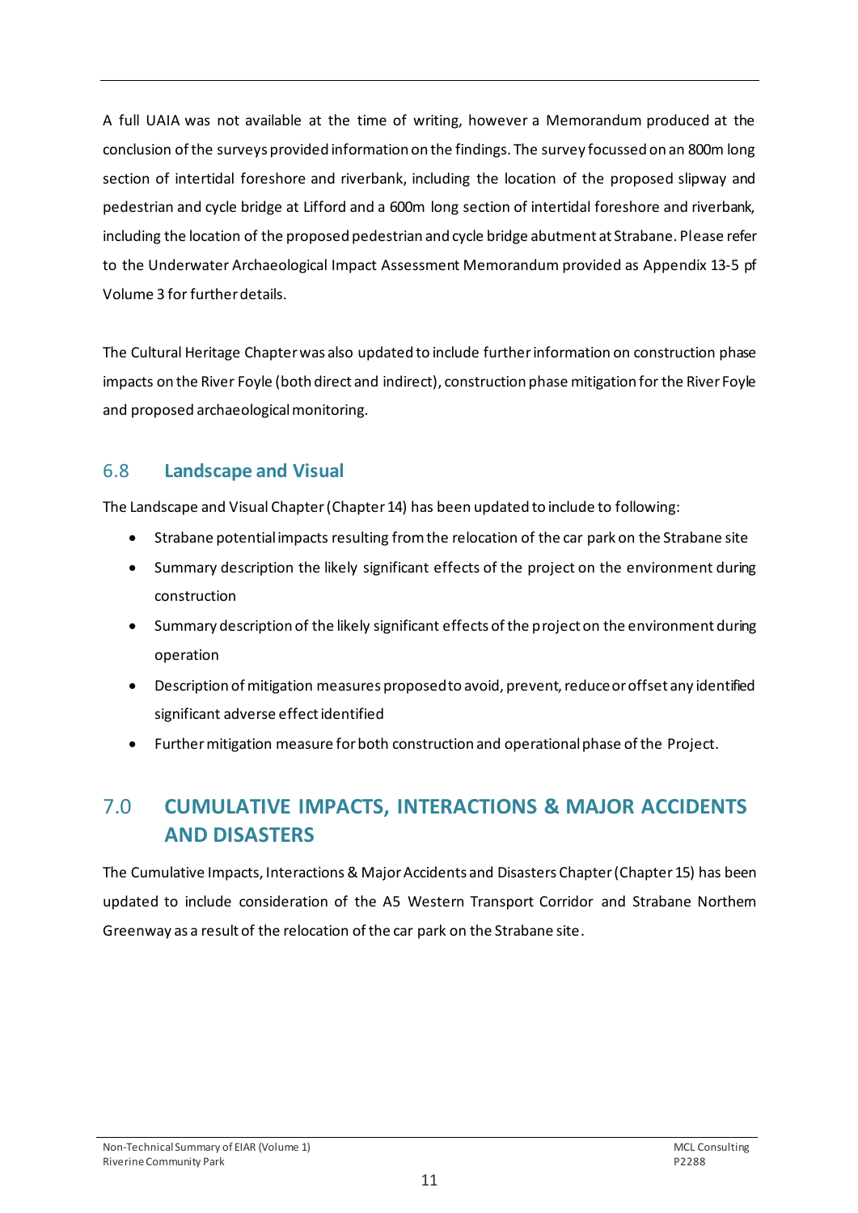A full UAIA was not available at the time of writing, however a Memorandum produced at the conclusion of the surveys provided information on the findings. The survey focussed on an 800m long section of intertidal foreshore and riverbank, including the location of the proposed slipway and pedestrian and cycle bridge at Lifford and a 600m long section of intertidal foreshore and riverbank, including the location of the proposed pedestrian and cycle bridge abutment at Strabane. Please refer to the Underwater Archaeological Impact Assessment Memorandum provided as Appendix 13-5 pf Volume 3 for further details.

The Cultural Heritage Chapter was also updated to include further information on construction phase impacts on the River Foyle (both direct and indirect), construction phase mitigation for the River Foyle and proposed archaeological monitoring.

## 6.8 Landscape and Visual

The Landscape and Visual Chapter (Chapter 14) has been updated to include to following:

- Strabane potential impacts resulting from the relocation of the car park on the Strabane site
- Summary description the likely significant effects of the project on the environment during construction
- Summary description of the likely significant effects of the project on the environment during operation
- Description of mitigation measures proposed to avoid, prevent, reduce or offset any identified significant adverse effect identified
- Further mitigation measure for both construction and operational phase of the Project.

# 7.0 CUMULATIVE IMPACTS, INTERACTIONS & MAJOR ACCIDENTS AND DISASTERS

The Cumulative Impacts, Interactions & Major Accidents and Disasters Chapter (Chapter 15) has been updated to include consideration of the A5 Western Transport Corridor and Strabane Northern Greenway as a result of the relocation of the car park on the Strabane site.